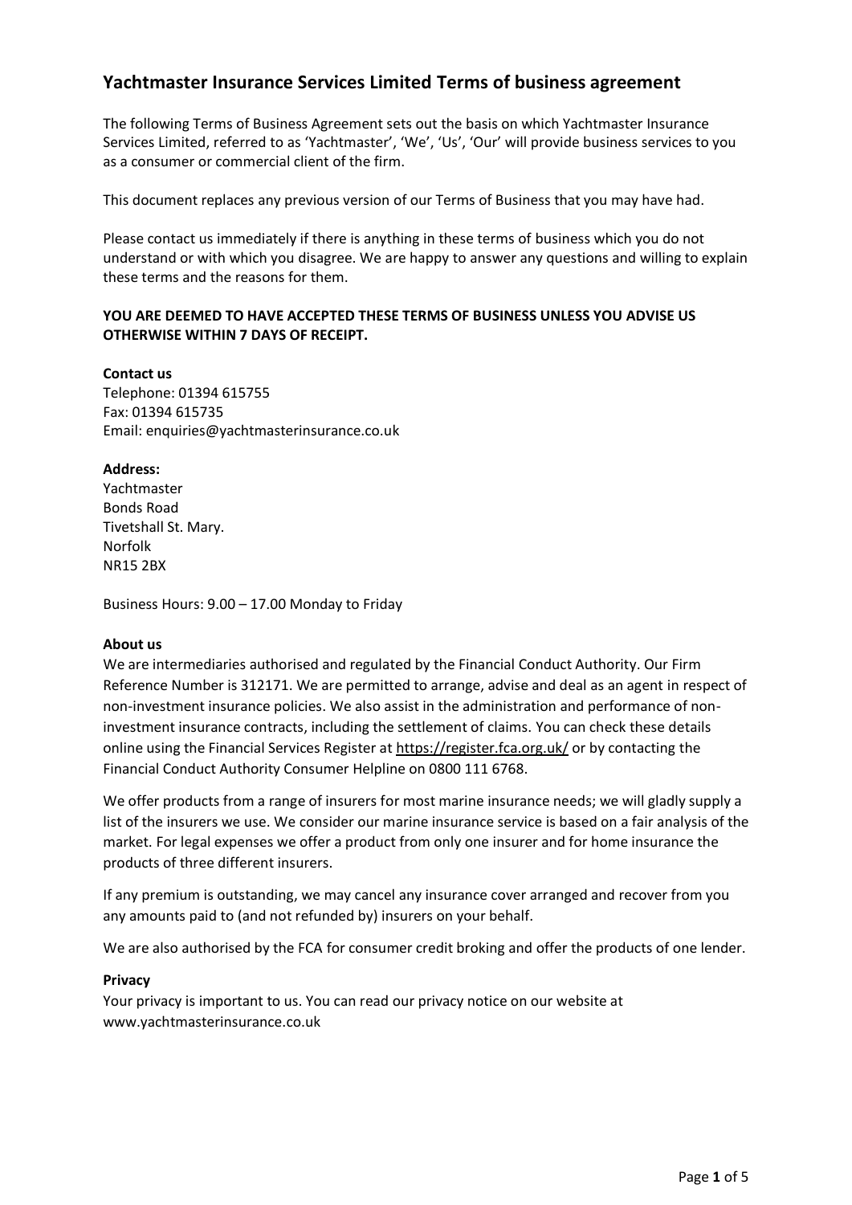# Yachtmaster Insurance Services Limited Terms of business agreement

The following Terms of Business Agreement sets out the basis on which Yachtmaster Insurance Services Limited, referred to as 'Yachtmaster', 'We', 'Us', 'Our' will provide business services to you as a consumer or commercial client of the firm.

This document replaces any previous version of our Terms of Business that you may have had.

Please contact us immediately if there is anything in these terms of business which you do not understand or with which you disagree. We are happy to answer any questions and willing to explain these terms and the reasons for them.

**YOU ARE DEEMED TO HAVE ACCEPTED THESE TERMS OF BUSINESS UNLESS YOU ADVISE US OTHERWISE WITHIN 7 DAYS OF RECEIPT.**

**Contact us**
Telephone: 01394 615755
Fax: 01394 615735
Email: enquiries@yachtmasterinsurance.co.uk

**Address:**
Yachtmaster
Bonds Road
Tivetshall St. Mary.
Norfolk
NR15 2BX

Business Hours: 9.00 – 17.00 Monday to Friday

**About us**

We are intermediaries authorised and regulated by the Financial Conduct Authority. Our Firm Reference Number is 312171. We are permitted to arrange, advise and deal as an agent in respect of non-investment insurance policies. We also assist in the administration and performance of non-investment insurance contracts, including the settlement of claims. You can check these details online using the Financial Services Register at https://register.fca.org.uk/ or by contacting the Financial Conduct Authority Consumer Helpline on 0800 111 6768.

We offer products from a range of insurers for most marine insurance needs; we will gladly supply a list of the insurers we use. We consider our marine insurance service is based on a fair analysis of the market. For legal expenses we offer a product from only one insurer and for home insurance the products of three different insurers.

If any premium is outstanding, we may cancel any insurance cover arranged and recover from you any amounts paid to (and not refunded by) insurers on your behalf.

We are also authorised by the FCA for consumer credit broking and offer the products of one lender.

**Privacy**

Your privacy is important to us. You can read our privacy notice on our website at www.yachtmasterinsurance.co.uk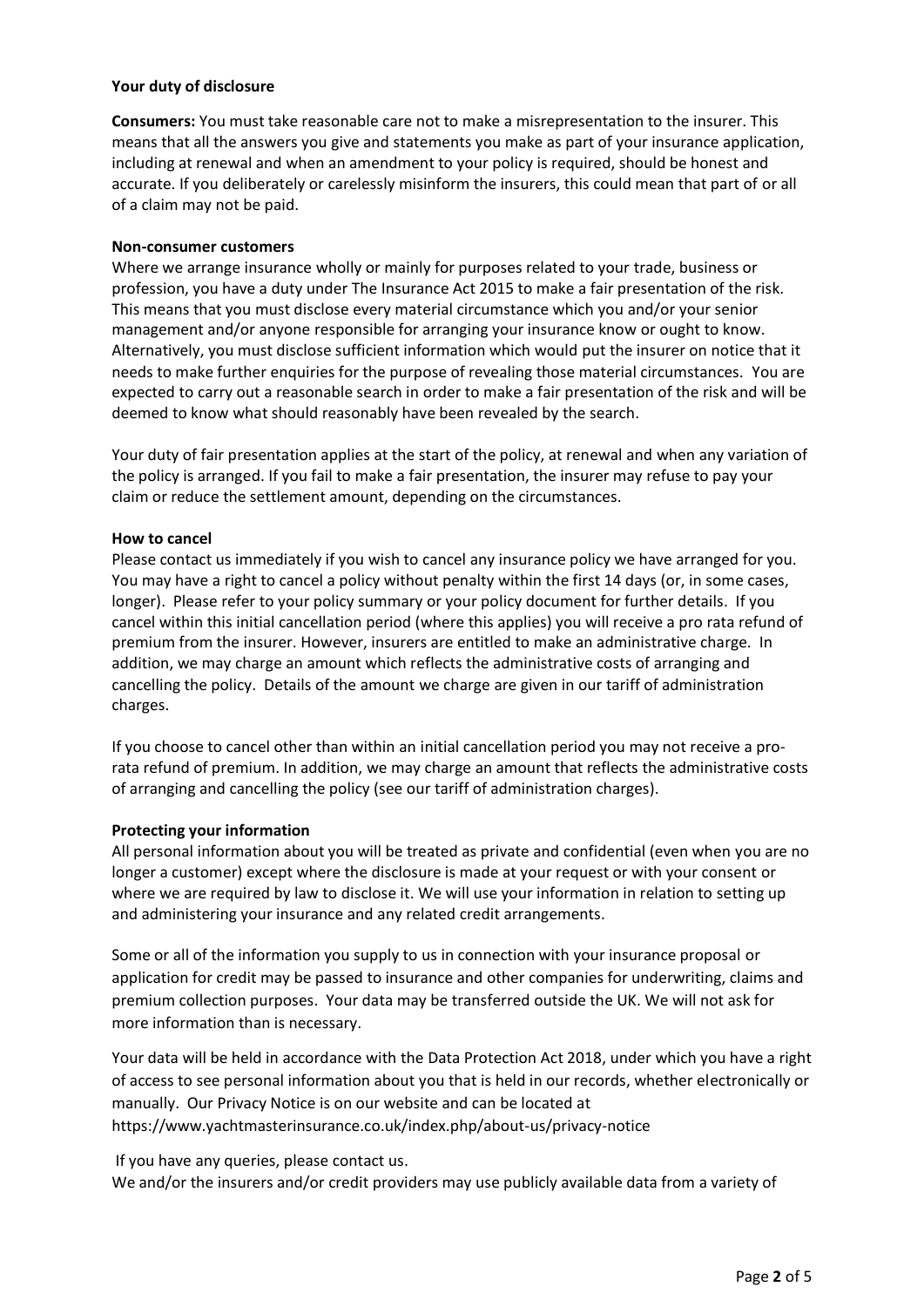**Your duty of disclosure**

**Consumers:** You must take reasonable care not to make a misrepresentation to the insurer. This means that all the answers you give and statements you make as part of your insurance application, including at renewal and when an amendment to your policy is required, should be honest and accurate. If you deliberately or carelessly misinform the insurers, this could mean that part of or all of a claim may not be paid.

**Non-consumer customers**

Where we arrange insurance wholly or mainly for purposes related to your trade, business or profession, you have a duty under The Insurance Act 2015 to make a fair presentation of the risk. This means that you must disclose every material circumstance which you and/or your senior management and/or anyone responsible for arranging your insurance know or ought to know. Alternatively, you must disclose sufficient information which would put the insurer on notice that it needs to make further enquiries for the purpose of revealing those material circumstances. You are expected to carry out a reasonable search in order to make a fair presentation of the risk and will be deemed to know what should reasonably have been revealed by the search.

Your duty of fair presentation applies at the start of the policy, at renewal and when any variation of the policy is arranged. If you fail to make a fair presentation, the insurer may refuse to pay your claim or reduce the settlement amount, depending on the circumstances.

**How to cancel**

Please contact us immediately if you wish to cancel any insurance policy we have arranged for you. You may have a right to cancel a policy without penalty within the first 14 days (or, in some cases, longer). Please refer to your policy summary or your policy document for further details. If you cancel within this initial cancellation period (where this applies) you will receive a pro rata refund of premium from the insurer. However, insurers are entitled to make an administrative charge. In addition, we may charge an amount which reflects the administrative costs of arranging and cancelling the policy. Details of the amount we charge are given in our tariff of administration charges.

If you choose to cancel other than within an initial cancellation period you may not receive a pro-rata refund of premium. In addition, we may charge an amount that reflects the administrative costs of arranging and cancelling the policy (see our tariff of administration charges).

**Protecting your information**

All personal information about you will be treated as private and confidential (even when you are no longer a customer) except where the disclosure is made at your request or with your consent or where we are required by law to disclose it. We will use your information in relation to setting up and administering your insurance and any related credit arrangements.

Some or all of the information you supply to us in connection with your insurance proposal or application for credit may be passed to insurance and other companies for underwriting, claims and premium collection purposes. Your data may be transferred outside the UK. We will not ask for more information than is necessary.

Your data will be held in accordance with the Data Protection Act 2018, under which you have a right of access to see personal information about you that is held in our records, whether electronically or manually. Our Privacy Notice is on our website and can be located at https://www.yachtmasterinsurance.co.uk/index.php/about-us/privacy-notice

If you have any queries, please contact us.

We and/or the insurers and/or credit providers may use publicly available data from a variety of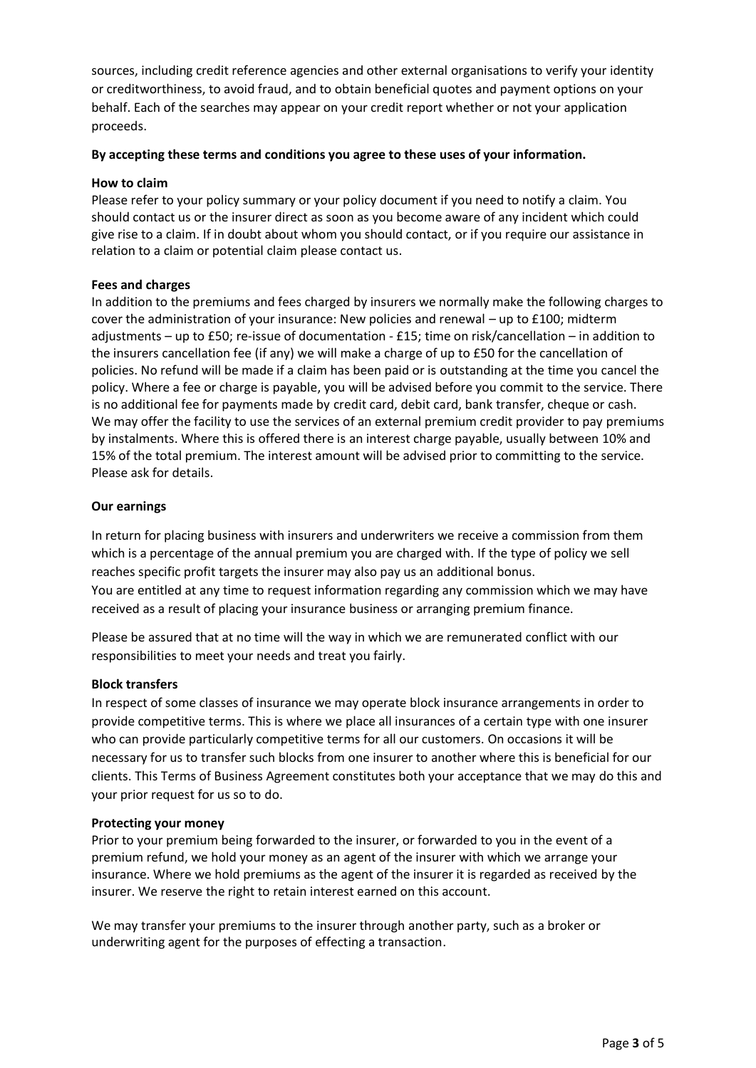sources, including credit reference agencies and other external organisations to verify your identity or creditworthiness, to avoid fraud, and to obtain beneficial quotes and payment options on your behalf. Each of the searches may appear on your credit report whether or not your application proceeds.

**By accepting these terms and conditions you agree to these uses of your information.**

**How to claim**

Please refer to your policy summary or your policy document if you need to notify a claim. You should contact us or the insurer direct as soon as you become aware of any incident which could give rise to a claim. If in doubt about whom you should contact, or if you require our assistance in relation to a claim or potential claim please contact us.

**Fees and charges**

In addition to the premiums and fees charged by insurers we normally make the following charges to cover the administration of your insurance: New policies and renewal – up to £100; midterm adjustments – up to £50; re-issue of documentation - £15; time on risk/cancellation – in addition to the insurers cancellation fee (if any) we will make a charge of up to £50 for the cancellation of policies. No refund will be made if a claim has been paid or is outstanding at the time you cancel the policy. Where a fee or charge is payable, you will be advised before you commit to the service. There is no additional fee for payments made by credit card, debit card, bank transfer, cheque or cash. We may offer the facility to use the services of an external premium credit provider to pay premiums by instalments. Where this is offered there is an interest charge payable, usually between 10% and 15% of the total premium. The interest amount will be advised prior to committing to the service. Please ask for details.

**Our earnings**

In return for placing business with insurers and underwriters we receive a commission from them which is a percentage of the annual premium you are charged with. If the type of policy we sell reaches specific profit targets the insurer may also pay us an additional bonus.
You are entitled at any time to request information regarding any commission which we may have received as a result of placing your insurance business or arranging premium finance.

Please be assured that at no time will the way in which we are remunerated conflict with our responsibilities to meet your needs and treat you fairly.

**Block transfers**

In respect of some classes of insurance we may operate block insurance arrangements in order to provide competitive terms. This is where we place all insurances of a certain type with one insurer who can provide particularly competitive terms for all our customers. On occasions it will be necessary for us to transfer such blocks from one insurer to another where this is beneficial for our clients. This Terms of Business Agreement constitutes both your acceptance that we may do this and your prior request for us so to do.

**Protecting your money**

Prior to your premium being forwarded to the insurer, or forwarded to you in the event of a premium refund, we hold your money as an agent of the insurer with which we arrange your insurance. Where we hold premiums as the agent of the insurer it is regarded as received by the insurer. We reserve the right to retain interest earned on this account.

We may transfer your premiums to the insurer through another party, such as a broker or underwriting agent for the purposes of effecting a transaction.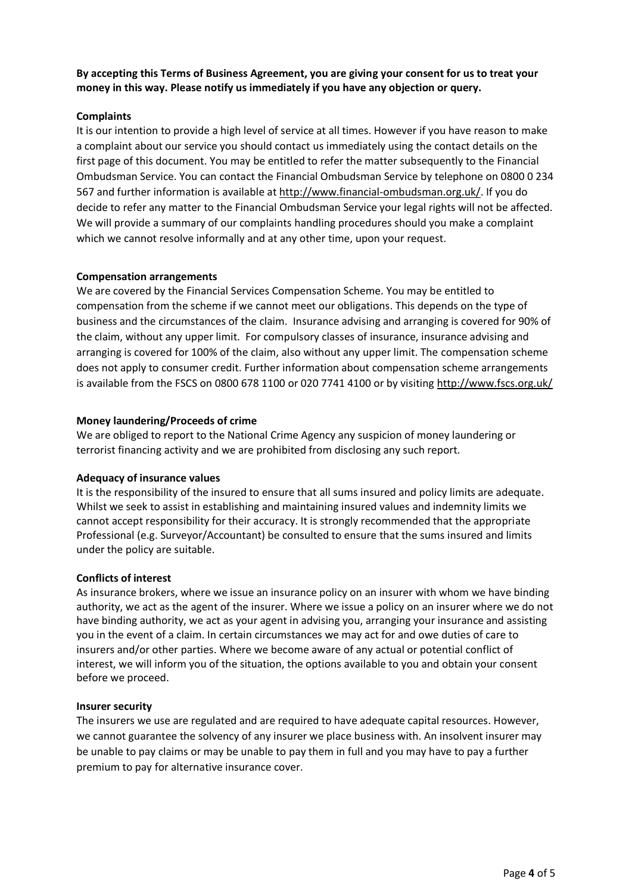**By accepting this Terms of Business Agreement, you are giving your consent for us to treat your money in this way. Please notify us immediately if you have any objection or query.**

**Complaints**

It is our intention to provide a high level of service at all times. However if you have reason to make a complaint about our service you should contact us immediately using the contact details on the first page of this document. You may be entitled to refer the matter subsequently to the Financial Ombudsman Service. You can contact the Financial Ombudsman Service by telephone on 0800 0 234 567 and further information is available at http://www.financial-ombudsman.org.uk/. If you do decide to refer any matter to the Financial Ombudsman Service your legal rights will not be affected. We will provide a summary of our complaints handling procedures should you make a complaint which we cannot resolve informally and at any other time, upon your request.

**Compensation arrangements**

We are covered by the Financial Services Compensation Scheme. You may be entitled to compensation from the scheme if we cannot meet our obligations. This depends on the type of business and the circumstances of the claim. Insurance advising and arranging is covered for 90% of the claim, without any upper limit. For compulsory classes of insurance, insurance advising and arranging is covered for 100% of the claim, also without any upper limit. The compensation scheme does not apply to consumer credit. Further information about compensation scheme arrangements is available from the FSCS on 0800 678 1100 or 020 7741 4100 or by visiting http://www.fscs.org.uk/

**Money laundering/Proceeds of crime**

We are obliged to report to the National Crime Agency any suspicion of money laundering or terrorist financing activity and we are prohibited from disclosing any such report.

**Adequacy of insurance values**

It is the responsibility of the insured to ensure that all sums insured and policy limits are adequate. Whilst we seek to assist in establishing and maintaining insured values and indemnity limits we cannot accept responsibility for their accuracy. It is strongly recommended that the appropriate Professional (e.g. Surveyor/Accountant) be consulted to ensure that the sums insured and limits under the policy are suitable.

**Conflicts of interest**

As insurance brokers, where we issue an insurance policy on an insurer with whom we have binding authority, we act as the agent of the insurer. Where we issue a policy on an insurer where we do not have binding authority, we act as your agent in advising you, arranging your insurance and assisting you in the event of a claim. In certain circumstances we may act for and owe duties of care to insurers and/or other parties. Where we become aware of any actual or potential conflict of interest, we will inform you of the situation, the options available to you and obtain your consent before we proceed.

**Insurer security**

The insurers we use are regulated and are required to have adequate capital resources. However, we cannot guarantee the solvency of any insurer we place business with. An insolvent insurer may be unable to pay claims or may be unable to pay them in full and you may have to pay a further premium to pay for alternative insurance cover.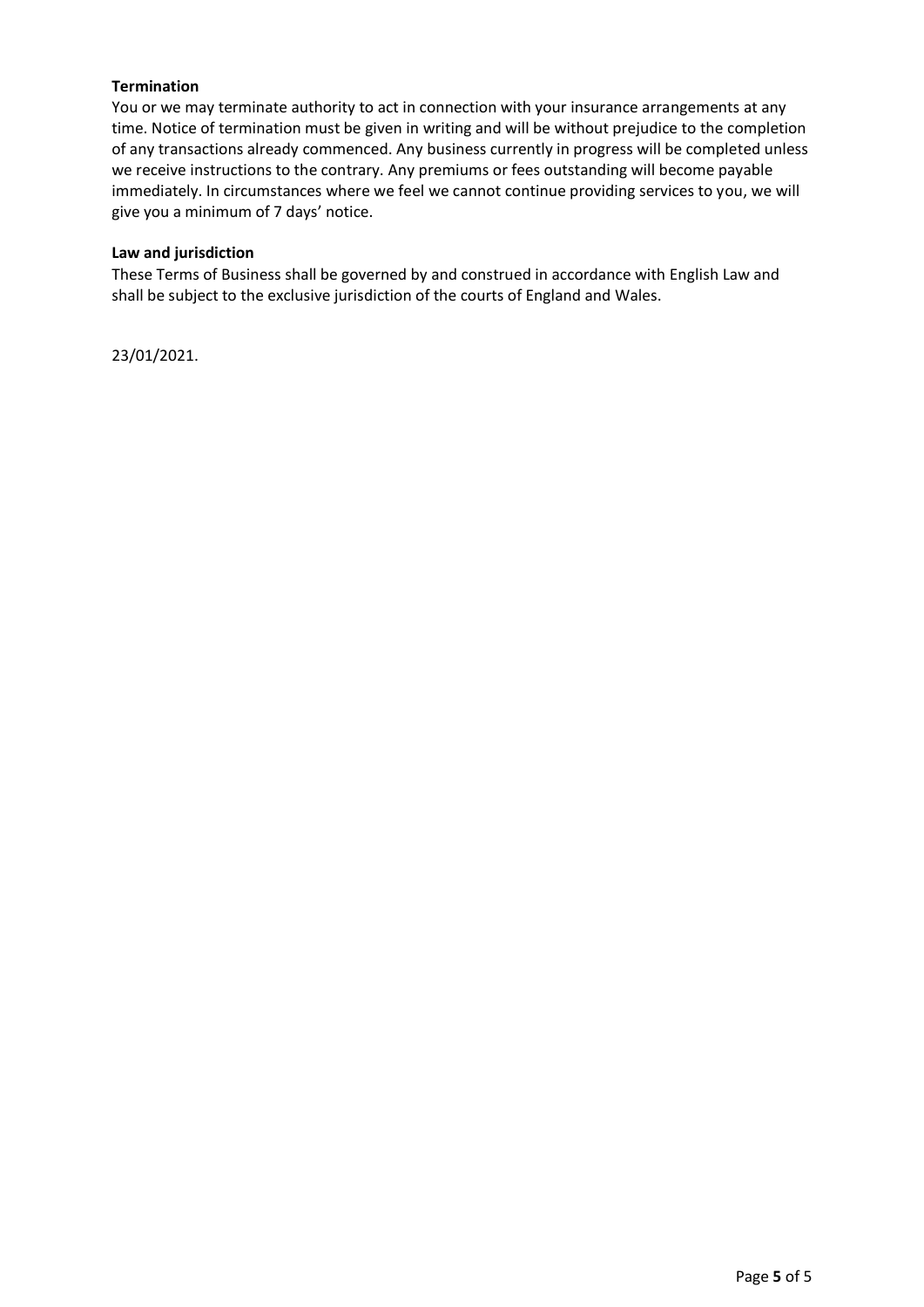**Termination**

You or we may terminate authority to act in connection with your insurance arrangements at any time. Notice of termination must be given in writing and will be without prejudice to the completion of any transactions already commenced. Any business currently in progress will be completed unless we receive instructions to the contrary. Any premiums or fees outstanding will become payable immediately. In circumstances where we feel we cannot continue providing services to you, we will give you a minimum of 7 days' notice.

**Law and jurisdiction**

These Terms of Business shall be governed by and construed in accordance with English Law and shall be subject to the exclusive jurisdiction of the courts of England and Wales.

23/01/2021.